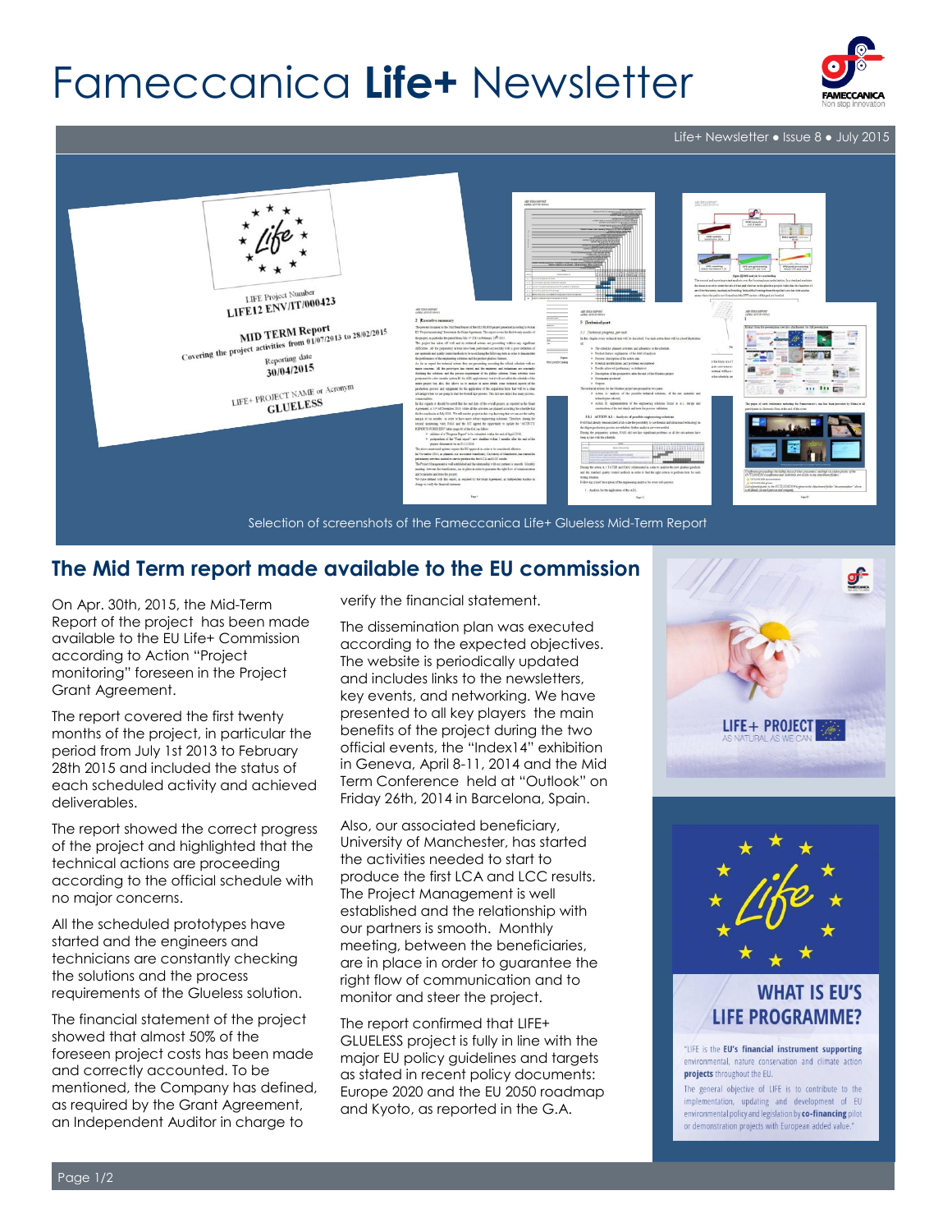# Fameccanica Life+ Newsletter

Life+ Newsletter • Issue 8 • July 2015

Selection of screenshots of the Fameccanica Life+ Glueless Mid-Term Report

## The Mid Term report made available to the EU commission

On Apr. 30th, 2015, the Mid-Term Report of the project has been made available to the EU Life+ Commission according to Action "Project monitoring" foreseen in the Project Grant Agreement.

The report covered the first twenty months of the project, in particular the period from July 1st 2013 to February 28th 2015 and included the status of each scheduled activity and achieved deliverables.

The report showed the correct progress of the project and highlighted that the technical actions are proceeding according to the official schedule with no major concerns.

All the scheduled prototypes have started and the engineers and technicians are constantly checking the solutions and the process requirements of the Glueless solution.

The financial statement of the project showed that almost 50% of the foreseen project costs has been made and correctly accounted. To be mentioned, the Company has defined, as required by the Grant Agreement, an Independent Auditor in charge to verify the financial statement.

The dissemination plan was executed according to the expected objectives. The website is periodically updated and includes links to the newsletters, key events, and networking. We have presented to all key players the main benefits of the project during the two official events, the "Index14" exhibition in Geneva, April 8-11, 2014 and the Mid Term Conference held at "Outlook" on Friday 26th, 2014 in Barcelona, Spain.

Also, our associated beneficiary, University of Manchester, has started the activities needed to start to produce the first LCA and LCC results. The Project Management is well established and the relationship with our partners is smooth. Monthly meeting, between the beneficiaries, are in place in order to guarantee the right flow of communication and to monitor and steer the project.

The report confirmed that LIFE+ GLUELESS project is fully in line with the major EU policy guidelines and targets as stated in recent policy documents: Europe 2020 and the EU 2050 roadmap and Kyoto, as reported in the G.A.

LIFE+ PROJECT
AS NATURAL AS WE CAN

### WHAT IS EU'S LIFE PROGRAMME?

"LIFE is the **EU's financial instrument supporting** environmental, nature conservation and climate action **projects** throughout the EU.

The general objective of LIFE is to contribute to the implementation, updating and development of EU environmental policy and legislation by **co-financing** pilot or demonstration projects with European added value."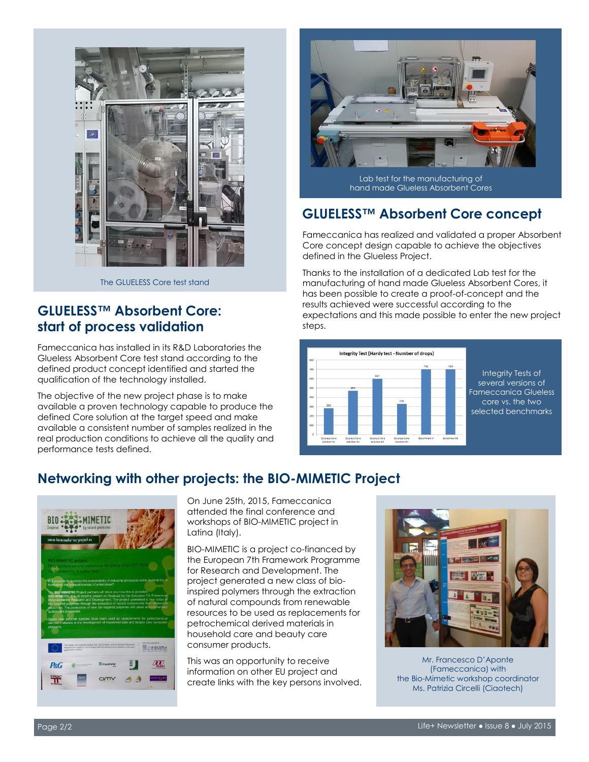The GLUELESS Core test stand

## GLUELESS™ Absorbent Core: start of process validation

Fameccanica has installed in its R&D Laboratories the Glueless Absorbent Core test stand according to the defined product concept identified and started the qualification of the technology installed.

The objective of the new project phase is to make available a proven technology capable to produce the defined Core solution at the target speed and make available a consistent number of samples realized in the real production conditions to achieve all the quality and performance tests defined.

Lab test for the manufacturing of hand made Glueless Absorbent Cores

## GLUELESS™ Absorbent Core concept

Fameccanica has realized and validated a proper Absorbent Core concept design capable to achieve the objectives defined in the Glueless Project.

Thanks to the installation of a dedicated Lab test for the manufacturing of hand made Glueless Absorbent Cores, it has been possible to create a proof-of-concept and the results achieved were successful according to the expectations and this made possible to enter the new project steps.

Integrity Test (Hardy test - Number of drops)

283
483
597
328
700
700

Glueless Core Solution #1
Glueless Core Solution #2
Glueless Core Solution #3
Glueless Core Solution #4
Benchmark A
Benchmark B

Integrity Tests of several versions of Fameccanica Glueless core vs. the two selected benchmarks

## Networking with other projects: the BIO-MIMETIC Project

On June 25th, 2015, Fameccanica attended the final conference and workshops of BIO-MIMETIC project in Latina (Italy).

BIO-MIMETIC is a project co-financed by the European 7th Framework Programme for Research and Development. The project generated a new class of bio-inspired polymers through the extraction of natural compounds from renewable resources to be used as replacements for petrochemical derived materials in household care and beauty care consumer products.

This was an opportunity to receive information on other EU project and create links with the key persons involved.

Mr. Francesco D'Aponte (Fameccanica) with the Bio-Mimetic workshop coordinator Ms. Patrizia Circelli (Ciaotech)